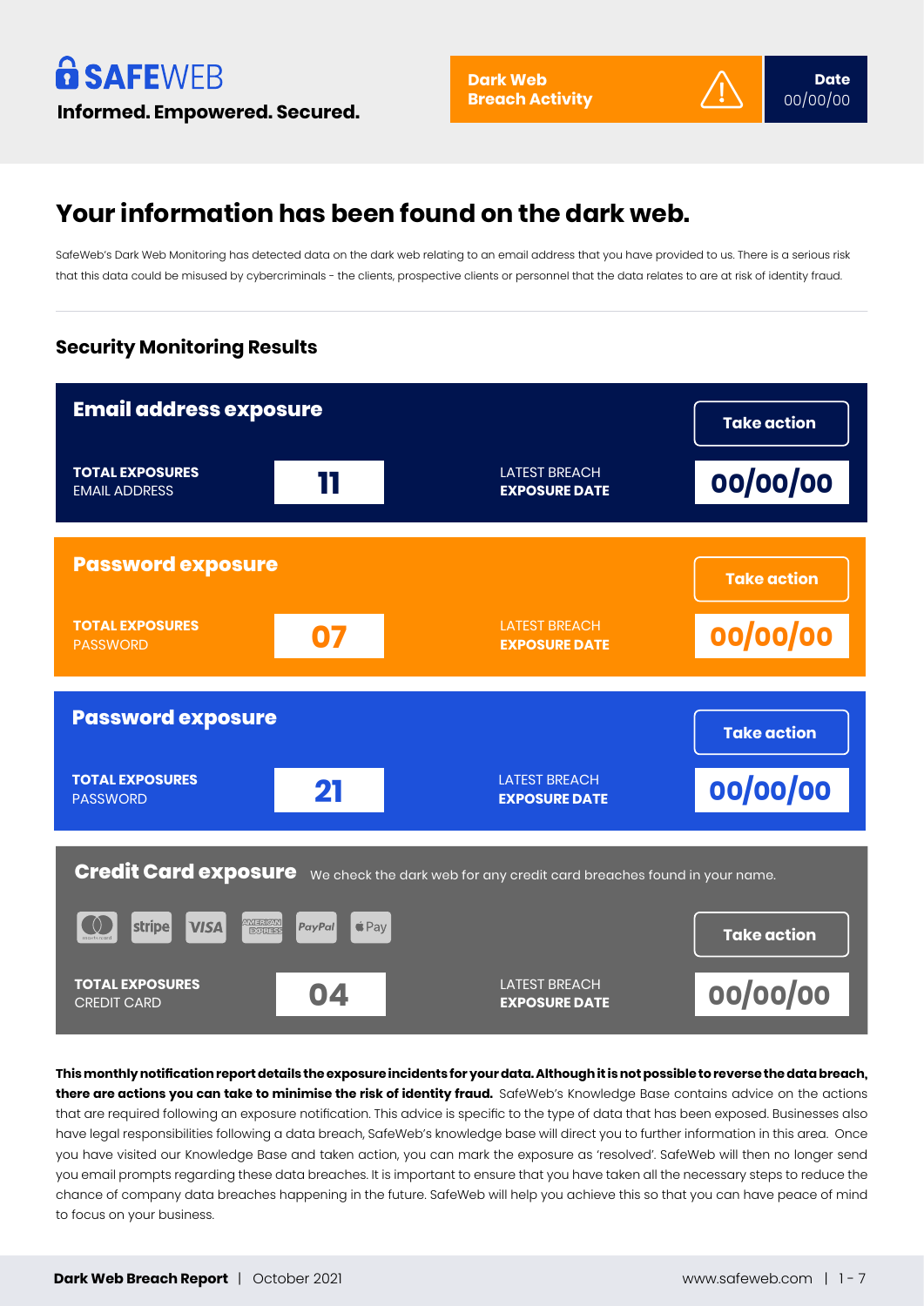**SAFEWEB**

**Informed. Empowered. Secured.**

**Dark Web Breach Activity**

**Date** 00/00/00

# Your information has been found on the dark web.

SafeWeb's Dark Web Monitoring has detected data on the dark web relating to an email address that you have provided to us. There is a serious risk that this data could be misused by cybercriminals - the clients, prospective clients or personnel that the data relates to are at risk of identity fraud.

## Security Monitoring Results

### Email address exposure

Take action

**TOTAL EXPOSURES** EMAIL ADDRESS: **11**

LATEST BREACH **EXPOSURE DATE**: **00/00/00**

### Password exposure

Take action

**TOTAL EXPOSURES** PASSWORD: **07**

LATEST BREACH **EXPOSURE DATE**: **00/00/00**

### Password exposure

Take action

**TOTAL EXPOSURES** PASSWORD: **21**

LATEST BREACH **EXPOSURE DATE**: **00/00/00**

### Credit Card exposure

We check the dark web for any credit card breaches found in your name.

mastercard | stripe | VISA | AMERICAN EXPRESS | PayPal | Pay

Take action

**TOTAL EXPOSURES** CREDIT CARD: **04**

LATEST BREACH **EXPOSURE DATE**: **00/00/00**

**This monthly notification report details the exposure incidents for your data. Although it is not possible to reverse the data breach, there are actions you can take to minimise the risk of identity fraud.** SafeWeb's Knowledge Base contains advice on the actions that are required following an exposure notification. This advice is specific to the type of data that has been exposed. Businesses also have legal responsibilities following a data breach, SafeWeb's knowledge base will direct you to further information in this area. Once you have visited our Knowledge Base and taken action, you can mark the exposure as 'resolved'. SafeWeb will then no longer send you email prompts regarding these data breaches. It is important to ensure that you have taken all the necessary steps to reduce the chance of company data breaches happening in the future. SafeWeb will help you achieve this so that you can have peace of mind to focus on your business.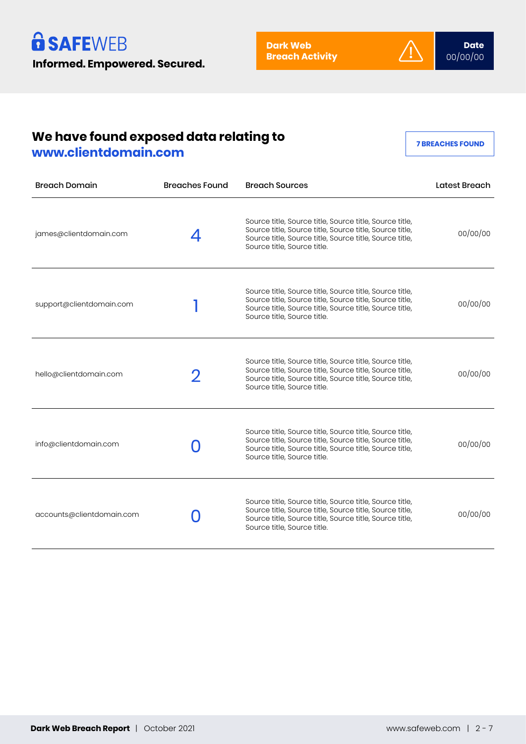**SAFEWEB**

**Informed. Empowered. Secured.**

**Dark Web Breach Activity**

**Date** 00/00/00

## We have found exposed data relating to www.clientdomain.com

**7 BREACHES FOUND**

| Breach Domain | Breaches Found | Breach Sources | Latest Breach |
|---|---|---|---|
| james@clientdomain.com | 4 | Source title, Source title, Source title, Source title, Source title, Source title, Source title, Source title, Source title, Source title, Source title, Source title, Source title, Source title. | 00/00/00 |
| support@clientdomain.com | 1 | Source title, Source title, Source title, Source title, Source title, Source title, Source title, Source title, Source title, Source title, Source title, Source title, Source title, Source title. | 00/00/00 |
| hello@clientdomain.com | 2 | Source title, Source title, Source title, Source title, Source title, Source title, Source title, Source title, Source title, Source title, Source title, Source title, Source title, Source title. | 00/00/00 |
| info@clientdomain.com | 0 | Source title, Source title, Source title, Source title, Source title, Source title, Source title, Source title, Source title, Source title, Source title, Source title, Source title, Source title. | 00/00/00 |
| accounts@clientdomain.com | 0 | Source title, Source title, Source title, Source title, Source title, Source title, Source title, Source title, Source title, Source title, Source title, Source title, Source title, Source title. | 00/00/00 |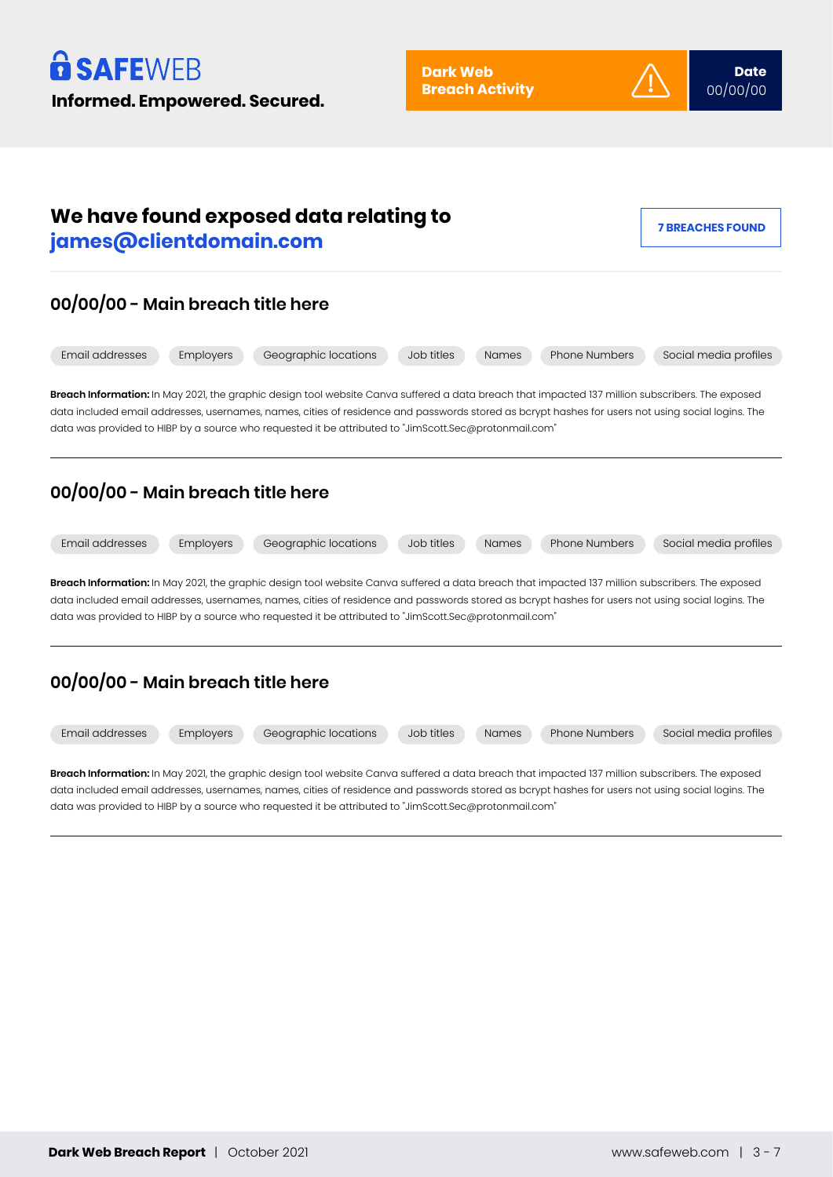**SAFEWEB**

**Informed. Empowered. Secured.**

**Dark Web Breach Activity**

**Date** 00/00/00

## We have found exposed data relating to **james@clientdomain.com**

**7 BREACHES FOUND**

---

### 00/00/00 - Main breach title here

Email addresses | Employers | Geographic locations | Job titles | Names | Phone Numbers | Social media profiles

**Breach Information:** In May 2021, the graphic design tool website Canva suffered a data breach that impacted 137 million subscribers. The exposed data included email addresses, usernames, names, cities of residence and passwords stored as bcrypt hashes for users not using social logins. The data was provided to HIBP by a source who requested it be attributed to "JimScott.Sec@protonmail.com"

---

### 00/00/00 - Main breach title here

Email addresses | Employers | Geographic locations | Job titles | Names | Phone Numbers | Social media profiles

**Breach Information:** In May 2021, the graphic design tool website Canva suffered a data breach that impacted 137 million subscribers. The exposed data included email addresses, usernames, names, cities of residence and passwords stored as bcrypt hashes for users not using social logins. The data was provided to HIBP by a source who requested it be attributed to "JimScott.Sec@protonmail.com"

---

### 00/00/00 - Main breach title here

Email addresses | Employers | Geographic locations | Job titles | Names | Phone Numbers | Social media profiles

**Breach Information:** In May 2021, the graphic design tool website Canva suffered a data breach that impacted 137 million subscribers. The exposed data included email addresses, usernames, names, cities of residence and passwords stored as bcrypt hashes for users not using social logins. The data was provided to HIBP by a source who requested it be attributed to "JimScott.Sec@protonmail.com"

---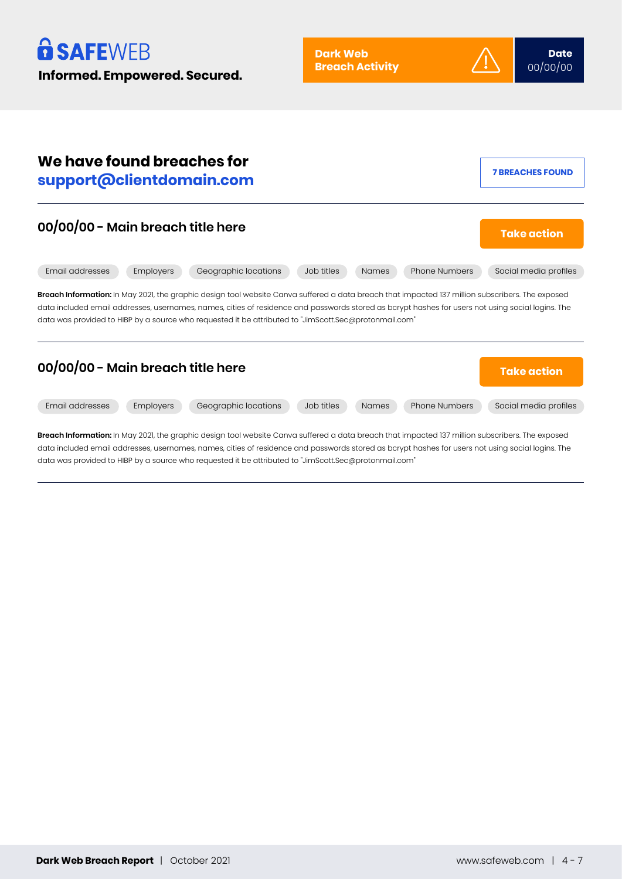**SAFEWEB**
**Informed. Empowered. Secured.**

**Dark Web Breach Activity**

**Date**
00/00/00

## We have found breaches for support@clientdomain.com

**7 BREACHES FOUND**

---

### 00/00/00 - Main breach title here

**Take action**

Email addresses | Employers | Geographic locations | Job titles | Names | Phone Numbers | Social media profiles

**Breach Information:** In May 2021, the graphic design tool website Canva suffered a data breach that impacted 137 million subscribers. The exposed data included email addresses, usernames, names, cities of residence and passwords stored as bcrypt hashes for users not using social logins. The data was provided to HIBP by a source who requested it be attributed to "JimScott.Sec@protonmail.com"

---

### 00/00/00 - Main breach title here

**Take action**

Email addresses | Employers | Geographic locations | Job titles | Names | Phone Numbers | Social media profiles

**Breach Information:** In May 2021, the graphic design tool website Canva suffered a data breach that impacted 137 million subscribers. The exposed data included email addresses, usernames, names, cities of residence and passwords stored as bcrypt hashes for users not using social logins. The data was provided to HIBP by a source who requested it be attributed to "JimScott.Sec@protonmail.com"

---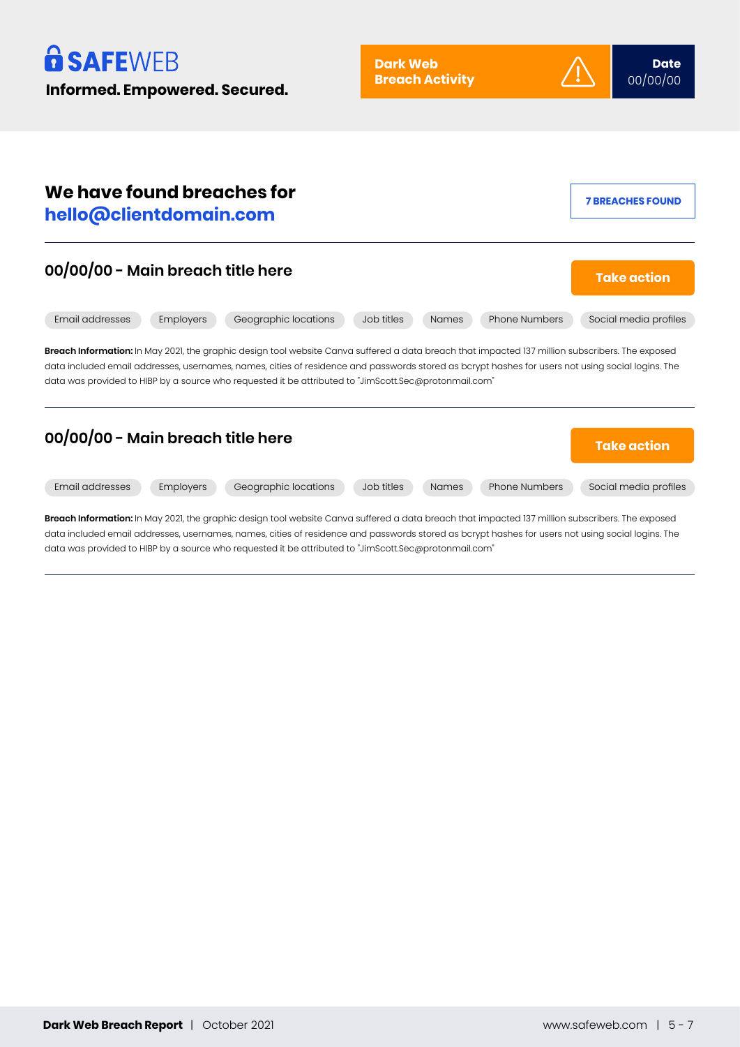**SAFEWEB**

**Informed. Empowered. Secured.**

**Dark Web Breach Activity**

**Date**
00/00/00

## We have found breaches for hello@clientdomain.com

**7 BREACHES FOUND**

---

### 00/00/00 - Main breach title here

**Take action**

Email addresses | Employers | Geographic locations | Job titles | Names | Phone Numbers | Social media profiles

**Breach Information:** In May 2021, the graphic design tool website Canva suffered a data breach that impacted 137 million subscribers. The exposed data included email addresses, usernames, names, cities of residence and passwords stored as bcrypt hashes for users not using social logins. The data was provided to HIBP by a source who requested it be attributed to "JimScott.Sec@protonmail.com"

---

### 00/00/00 - Main breach title here

**Take action**

Email addresses | Employers | Geographic locations | Job titles | Names | Phone Numbers | Social media profiles

**Breach Information:** In May 2021, the graphic design tool website Canva suffered a data breach that impacted 137 million subscribers. The exposed data included email addresses, usernames, names, cities of residence and passwords stored as bcrypt hashes for users not using social logins. The data was provided to HIBP by a source who requested it be attributed to "JimScott.Sec@protonmail.com"

---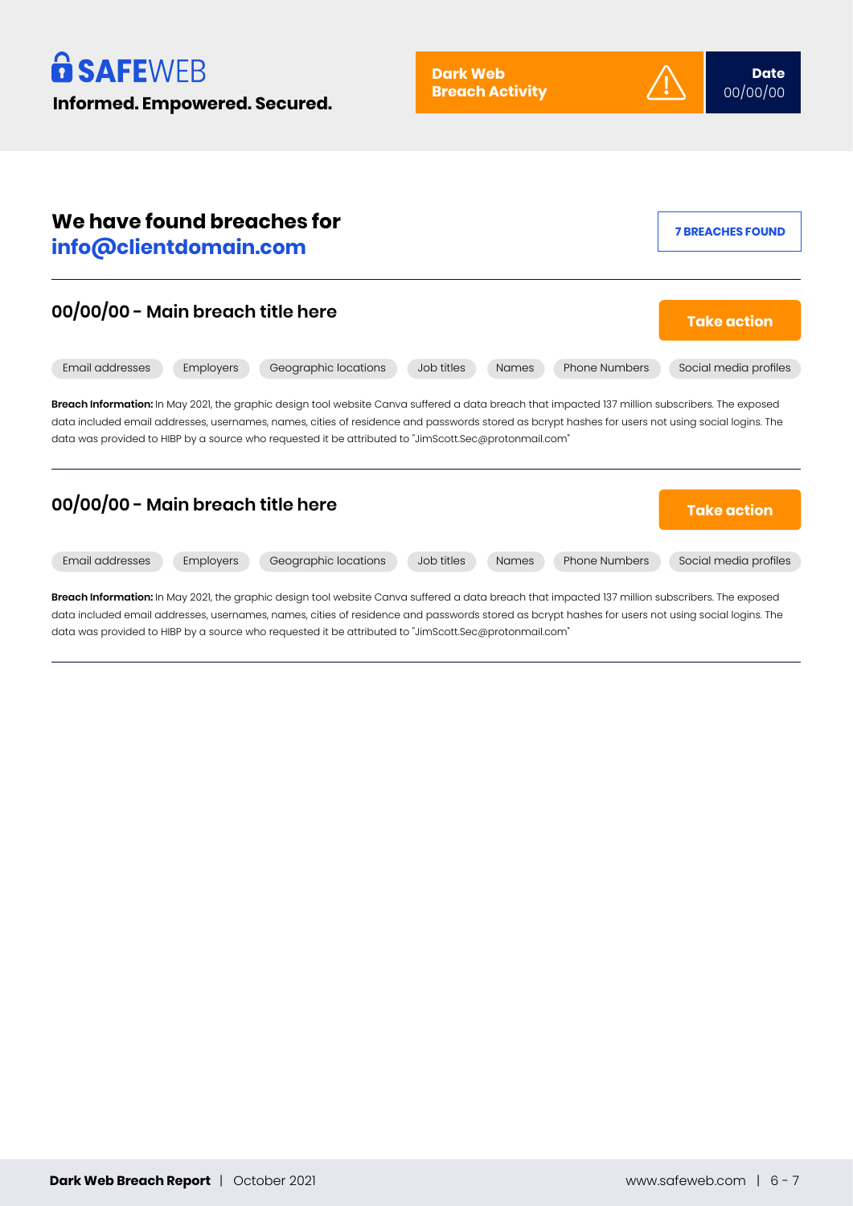# SAFEWEB

**Informed. Empowered. Secured.**

**Dark Web Breach Activity**

**Date**
00/00/00

## We have found breaches for info@clientdomain.com

**7 BREACHES FOUND**

---

### 00/00/00 - Main breach title here

**Take action**

Email addresses | Employers | Geographic locations | Job titles | Names | Phone Numbers | Social media profiles

**Breach Information:** In May 2021, the graphic design tool website Canva suffered a data breach that impacted 137 million subscribers. The exposed data included email addresses, usernames, names, cities of residence and passwords stored as bcrypt hashes for users not using social logins. The data was provided to HIBP by a source who requested it be attributed to "JimScott.Sec@protonmail.com"

---

### 00/00/00 - Main breach title here

**Take action**

Email addresses | Employers | Geographic locations | Job titles | Names | Phone Numbers | Social media profiles

**Breach Information:** In May 2021, the graphic design tool website Canva suffered a data breach that impacted 137 million subscribers. The exposed data included email addresses, usernames, names, cities of residence and passwords stored as bcrypt hashes for users not using social logins. The data was provided to HIBP by a source who requested it be attributed to "JimScott.Sec@protonmail.com"

---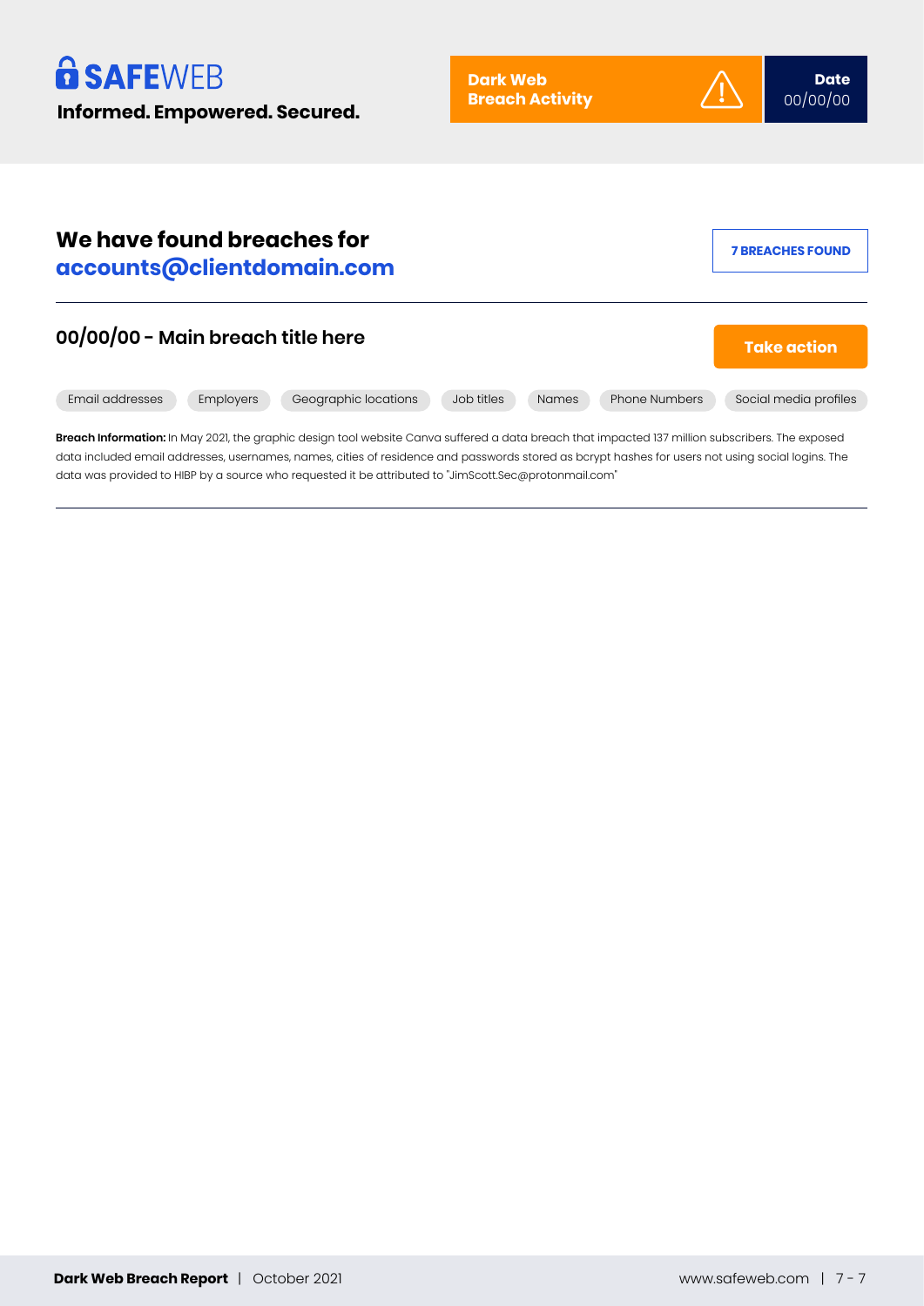**SAFEWEB**

**Informed. Empowered. Secured.**

**Dark Web Breach Activity**

**Date**
00/00/00

## We have found breaches for accounts@clientdomain.com

**7 BREACHES FOUND**

### 00/00/00 - Main breach title here

**Take action**

Email addresses | Employers | Geographic locations | Job titles | Names | Phone Numbers | Social media profiles

**Breach Information:** In May 2021, the graphic design tool website Canva suffered a data breach that impacted 137 million subscribers. The exposed data included email addresses, usernames, names, cities of residence and passwords stored as bcrypt hashes for users not using social logins. The data was provided to HIBP by a source who requested it be attributed to "JimScott.Sec@protonmail.com"